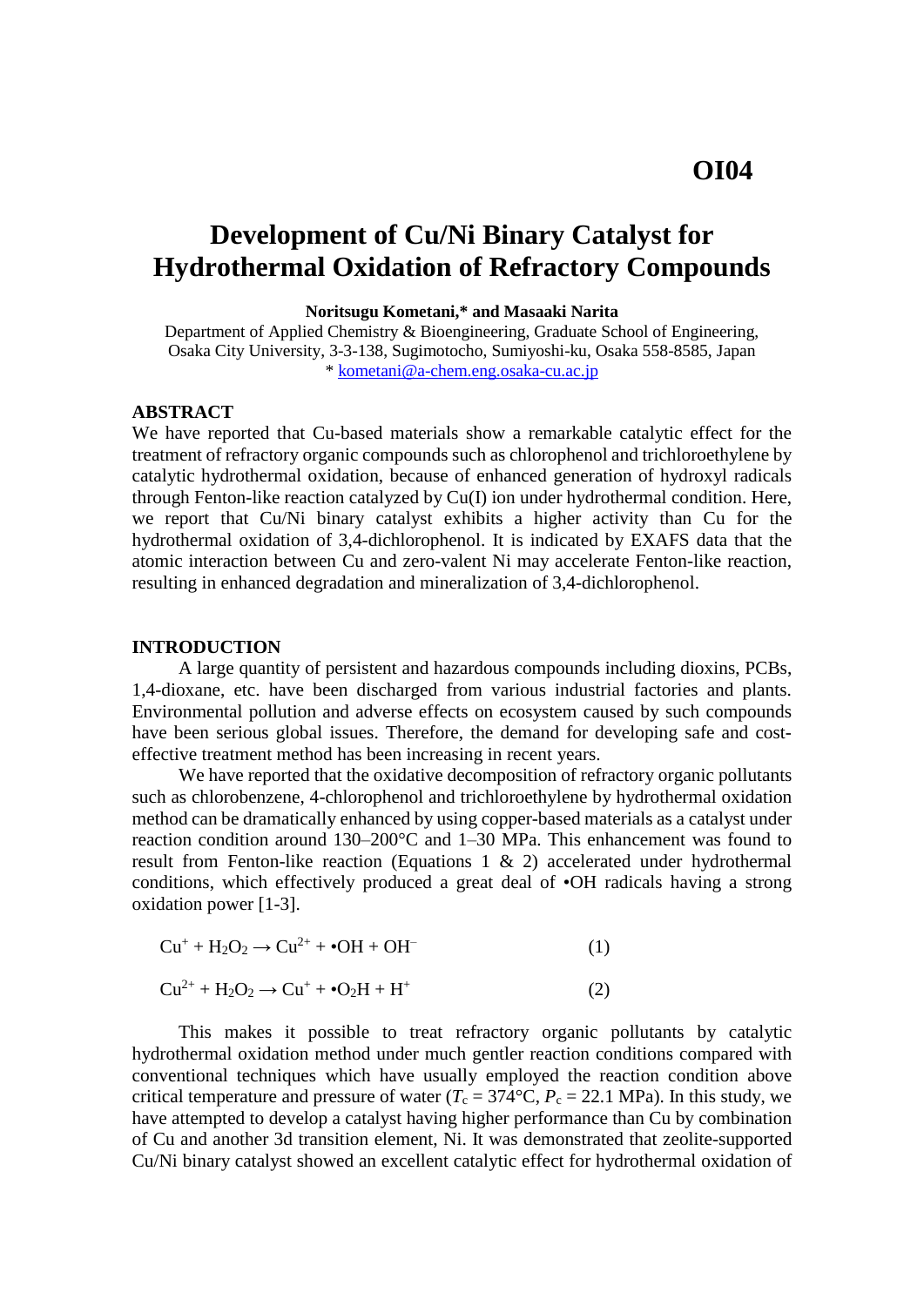**OI04**

# Development of Cu/Ni Binary Catalyst for Hydrothermal Oxidation of Refractory Compounds

**Noritsugu Kometani,* and Masaaki Narita**

Department of Applied Chemistry & Bioengineering, Graduate School of Engineering, Osaka City University, 3-3-138, Sugimotocho, Sumiyoshi-ku, Osaka 558-8585, Japan
* kometani@a-chem.eng.osaka-cu.ac.jp

## ABSTRACT

We have reported that Cu-based materials show a remarkable catalytic effect for the treatment of refractory organic compounds such as chlorophenol and trichloroethylene by catalytic hydrothermal oxidation, because of enhanced generation of hydroxyl radicals through Fenton-like reaction catalyzed by Cu(I) ion under hydrothermal condition. Here, we report that Cu/Ni binary catalyst exhibits a higher activity than Cu for the hydrothermal oxidation of 3,4-dichlorophenol. It is indicated by EXAFS data that the atomic interaction between Cu and zero-valent Ni may accelerate Fenton-like reaction, resulting in enhanced degradation and mineralization of 3,4-dichlorophenol.

## INTRODUCTION

A large quantity of persistent and hazardous compounds including dioxins, PCBs, 1,4-dioxane, etc. have been discharged from various industrial factories and plants. Environmental pollution and adverse effects on ecosystem caused by such compounds have been serious global issues. Therefore, the demand for developing safe and cost-effective treatment method has been increasing in recent years.

We have reported that the oxidative decomposition of refractory organic pollutants such as chlorobenzene, 4-chlorophenol and trichloroethylene by hydrothermal oxidation method can be dramatically enhanced by using copper-based materials as a catalyst under reaction condition around 130–200°C and 1–30 MPa. This enhancement was found to result from Fenton-like reaction (Equations 1 & 2) accelerated under hydrothermal conditions, which effectively produced a great deal of •OH radicals having a strong oxidation power [1-3].

$$Cu^{+} + H_2O_2 \rightarrow Cu^{2+} + \bullet OH + OH^{-} \qquad (1)$$

$$Cu^{2+} + H_2O_2 \rightarrow Cu^{+} + \bullet O_2H + H^{+} \qquad (2)$$

This makes it possible to treat refractory organic pollutants by catalytic hydrothermal oxidation method under much gentler reaction conditions compared with conventional techniques which have usually employed the reaction condition above critical temperature and pressure of water ($T_c$ = 374°C, $P_c$ = 22.1 MPa). In this study, we have attempted to develop a catalyst having higher performance than Cu by combination of Cu and another 3d transition element, Ni. It was demonstrated that zeolite-supported Cu/Ni binary catalyst showed an excellent catalytic effect for hydrothermal oxidation of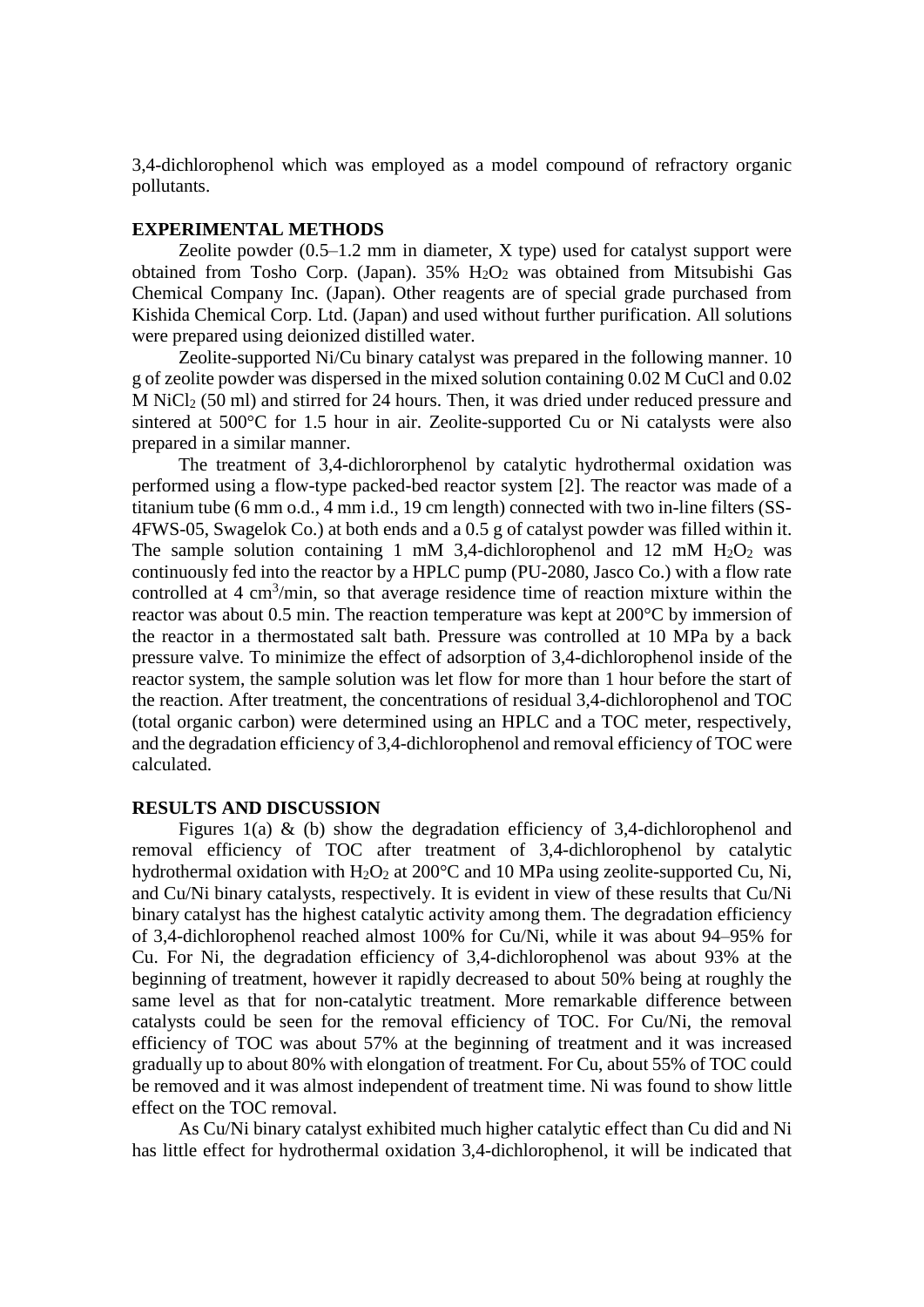3,4-dichlorophenol which was employed as a model compound of refractory organic pollutants.

## EXPERIMENTAL METHODS

Zeolite powder (0.5–1.2 mm in diameter, X type) used for catalyst support were obtained from Tosho Corp. (Japan). 35% $H_2O_2$ was obtained from Mitsubishi Gas Chemical Company Inc. (Japan). Other reagents are of special grade purchased from Kishida Chemical Corp. Ltd. (Japan) and used without further purification. All solutions were prepared using deionized distilled water.

Zeolite-supported Ni/Cu binary catalyst was prepared in the following manner. 10 g of zeolite powder was dispersed in the mixed solution containing 0.02 M CuCl and 0.02 M $NiCl_2$ (50 ml) and stirred for 24 hours. Then, it was dried under reduced pressure and sintered at 500°C for 1.5 hour in air. Zeolite-supported Cu or Ni catalysts were also prepared in a similar manner.

The treatment of 3,4-dichlororphenol by catalytic hydrothermal oxidation was performed using a flow-type packed-bed reactor system [2]. The reactor was made of a titanium tube (6 mm o.d., 4 mm i.d., 19 cm length) connected with two in-line filters (SS-4FWS-05, Swagelok Co.) at both ends and a 0.5 g of catalyst powder was filled within it. The sample solution containing 1 mM 3,4-dichlorophenol and 12 mM $H_2O_2$ was continuously fed into the reactor by a HPLC pump (PU-2080, Jasco Co.) with a flow rate controlled at 4 $cm^3$/min, so that average residence time of reaction mixture within the reactor was about 0.5 min. The reaction temperature was kept at 200°C by immersion of the reactor in a thermostated salt bath. Pressure was controlled at 10 MPa by a back pressure valve. To minimize the effect of adsorption of 3,4-dichlorophenol inside of the reactor system, the sample solution was let flow for more than 1 hour before the start of the reaction. After treatment, the concentrations of residual 3,4-dichlorophenol and TOC (total organic carbon) were determined using an HPLC and a TOC meter, respectively, and the degradation efficiency of 3,4-dichlorophenol and removal efficiency of TOC were calculated.

## RESULTS AND DISCUSSION

Figures 1(a) & (b) show the degradation efficiency of 3,4-dichlorophenol and removal efficiency of TOC after treatment of 3,4-dichlorophenol by catalytic hydrothermal oxidation with $H_2O_2$ at 200°C and 10 MPa using zeolite-supported Cu, Ni, and Cu/Ni binary catalysts, respectively. It is evident in view of these results that Cu/Ni binary catalyst has the highest catalytic activity among them. The degradation efficiency of 3,4-dichlorophenol reached almost 100% for Cu/Ni, while it was about 94–95% for Cu. For Ni, the degradation efficiency of 3,4-dichlorophenol was about 93% at the beginning of treatment, however it rapidly decreased to about 50% being at roughly the same level as that for non-catalytic treatment. More remarkable difference between catalysts could be seen for the removal efficiency of TOC. For Cu/Ni, the removal efficiency of TOC was about 57% at the beginning of treatment and it was increased gradually up to about 80% with elongation of treatment. For Cu, about 55% of TOC could be removed and it was almost independent of treatment time. Ni was found to show little effect on the TOC removal.

As Cu/Ni binary catalyst exhibited much higher catalytic effect than Cu did and Ni has little effect for hydrothermal oxidation 3,4-dichlorophenol, it will be indicated that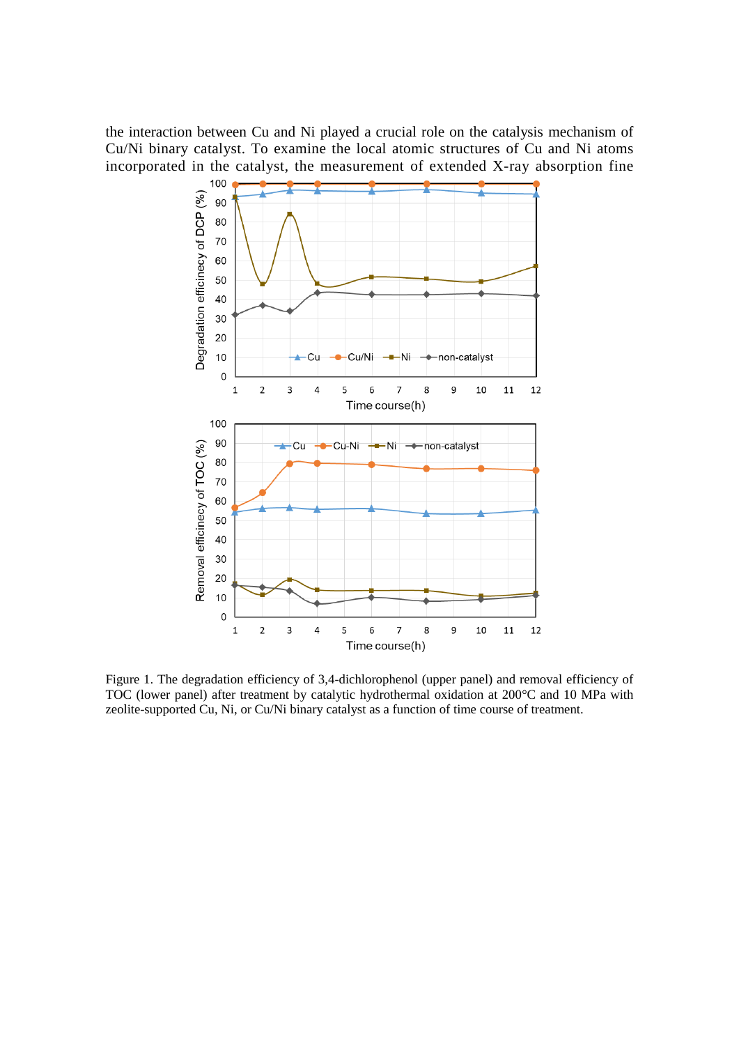the interaction between Cu and Ni played a crucial role on the catalysis mechanism of Cu/Ni binary catalyst. To examine the local atomic structures of Cu and Ni atoms incorporated in the catalyst, the measurement of extended X-ray absorption fine

Figure 1. The degradation efficiency of 3,4-dichlorophenol (upper panel) and removal efficiency of TOC (lower panel) after treatment by catalytic hydrothermal oxidation at 200°C and 10 MPa with zeolite-supported Cu, Ni, or Cu/Ni binary catalyst as a function of time course of treatment.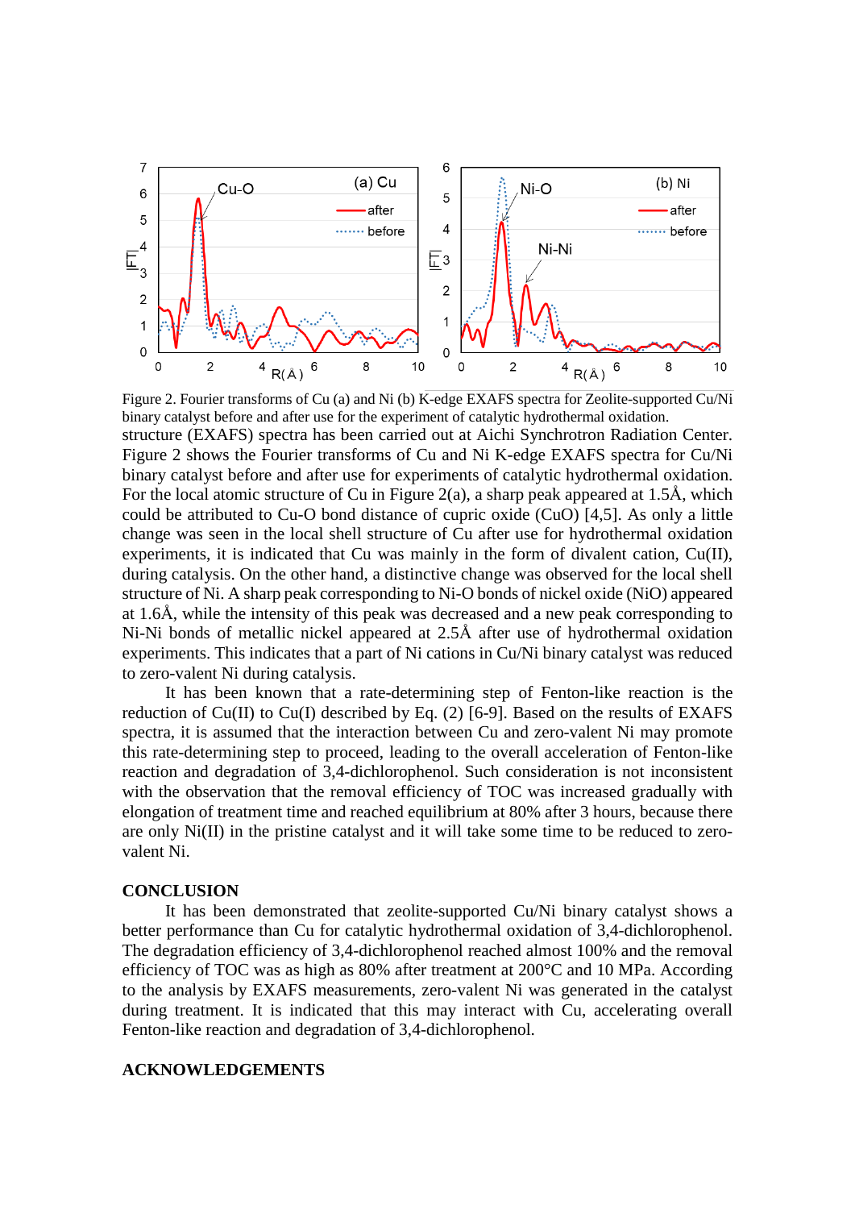Figure 2. Fourier transforms of Cu (a) and Ni (b) K-edge EXAFS spectra for Zeolite-supported Cu/Ni binary catalyst before and after use for the experiment of catalytic hydrothermal oxidation.

structure (EXAFS) spectra has been carried out at Aichi Synchrotron Radiation Center. Figure 2 shows the Fourier transforms of Cu and Ni K-edge EXAFS spectra for Cu/Ni binary catalyst before and after use for experiments of catalytic hydrothermal oxidation. For the local atomic structure of Cu in Figure 2(a), a sharp peak appeared at 1.5Å, which could be attributed to Cu-O bond distance of cupric oxide (CuO) [4,5]. As only a little change was seen in the local shell structure of Cu after use for hydrothermal oxidation experiments, it is indicated that Cu was mainly in the form of divalent cation, Cu(II), during catalysis. On the other hand, a distinctive change was observed for the local shell structure of Ni. A sharp peak corresponding to Ni-O bonds of nickel oxide (NiO) appeared at 1.6Å, while the intensity of this peak was decreased and a new peak corresponding to Ni-Ni bonds of metallic nickel appeared at 2.5Å after use of hydrothermal oxidation experiments. This indicates that a part of Ni cations in Cu/Ni binary catalyst was reduced to zero-valent Ni during catalysis.

It has been known that a rate-determining step of Fenton-like reaction is the reduction of Cu(II) to Cu(I) described by Eq. (2) [6-9]. Based on the results of EXAFS spectra, it is assumed that the interaction between Cu and zero-valent Ni may promote this rate-determining step to proceed, leading to the overall acceleration of Fenton-like reaction and degradation of 3,4-dichlorophenol. Such consideration is not inconsistent with the observation that the removal efficiency of TOC was increased gradually with elongation of treatment time and reached equilibrium at 80% after 3 hours, because there are only Ni(II) in the pristine catalyst and it will take some time to be reduced to zero-valent Ni.

## CONCLUSION

It has been demonstrated that zeolite-supported Cu/Ni binary catalyst shows a better performance than Cu for catalytic hydrothermal oxidation of 3,4-dichlorophenol. The degradation efficiency of 3,4-dichlorophenol reached almost 100% and the removal efficiency of TOC was as high as 80% after treatment at 200°C and 10 MPa. According to the analysis by EXAFS measurements, zero-valent Ni was generated in the catalyst during treatment. It is indicated that this may interact with Cu, accelerating overall Fenton-like reaction and degradation of 3,4-dichlorophenol.

## ACKNOWLEDGEMENTS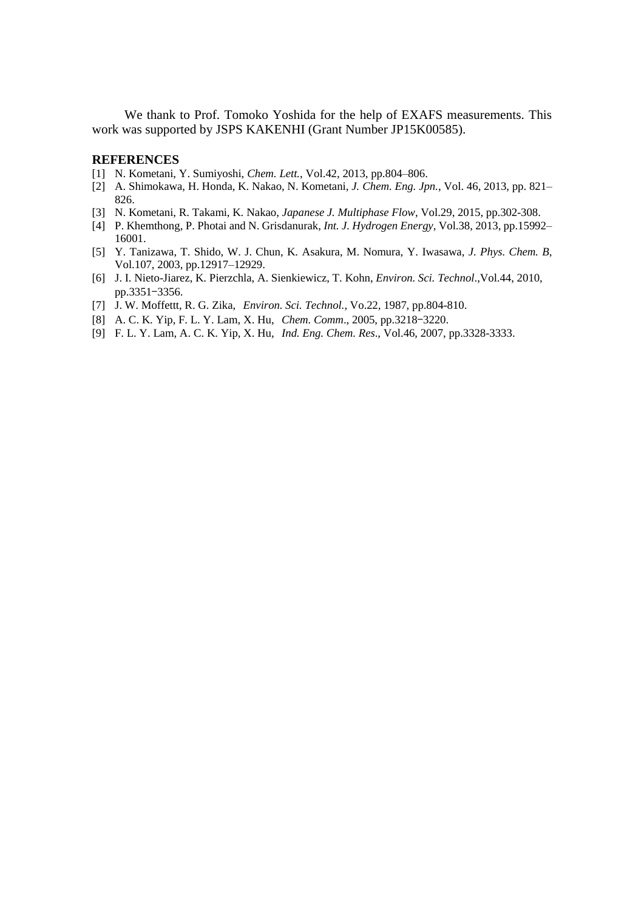We thank to Prof. Tomoko Yoshida for the help of EXAFS measurements. This work was supported by JSPS KAKENHI (Grant Number JP15K00585).

## REFERENCES

[1] N. Kometani, Y. Sumiyoshi, *Chem. Lett.*, Vol.42, 2013, pp.804–806.

[2] A. Shimokawa, H. Honda, K. Nakao, N. Kometani, *J. Chem. Eng. Jpn.*, Vol. 46, 2013, pp. 821–826.

[3] N. Kometani, R. Takami, K. Nakao, *Japanese J. Multiphase Flow*, Vol.29, 2015, pp.302-308.

[4] P. Khemthong, P. Photai and N. Grisdanurak, *Int. J. Hydrogen Energy*, Vol.38, 2013, pp.15992–16001.

[5] Y. Tanizawa, T. Shido, W. J. Chun, K. Asakura, M. Nomura, Y. Iwasawa, *J. Phys. Chem. B*, Vol.107, 2003, pp.12917–12929.

[6] J. I. Nieto-Jiarez, K. Pierzchla, A. Sienkiewicz, T. Kohn, *Environ. Sci. Technol*.,Vol.44, 2010, pp.3351−3356.

[7] J. W. Moffettt, R. G. Zika, *Environ. Sci. Technol.*, Vo.22, 1987, pp.804-810.

[8] A. C. K. Yip, F. L. Y. Lam, X. Hu, *Chem. Comm*., 2005, pp.3218−3220.

[9] F. L. Y. Lam, A. C. K. Yip, X. Hu, *Ind. Eng. Chem. Res*., Vol.46, 2007, pp.3328-3333.